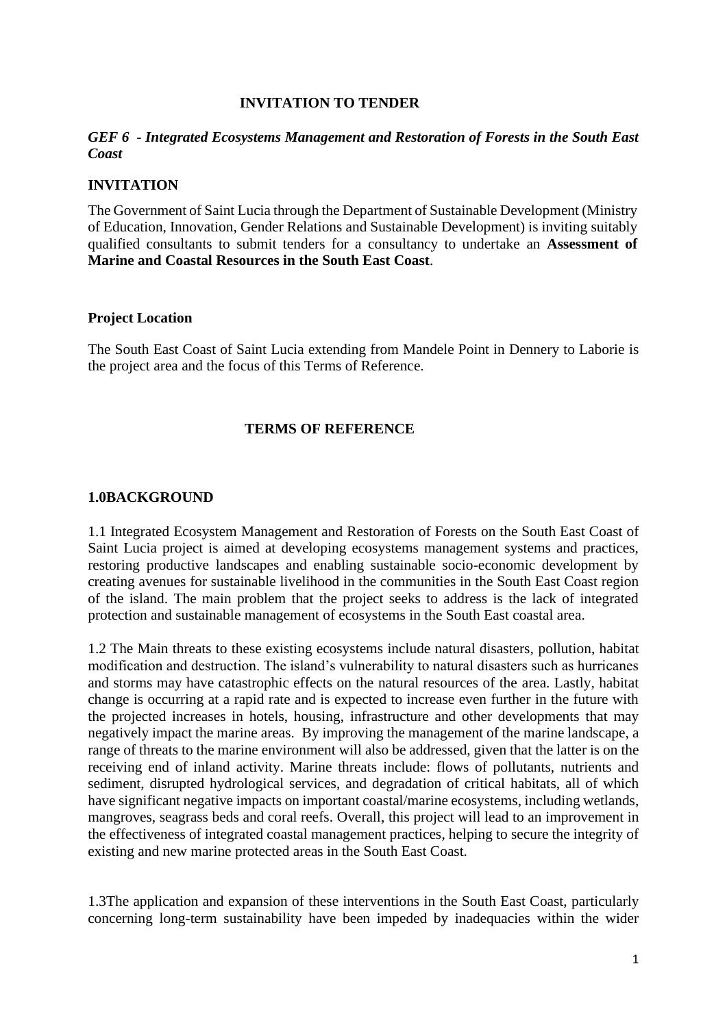# INVITATION TO TENDER

***GEF 6 - Integrated Ecosystems Management and Restoration of Forests in the South East Coast***

## INVITATION

The Government of Saint Lucia through the Department of Sustainable Development (Ministry of Education, Innovation, Gender Relations and Sustainable Development) is inviting suitably qualified consultants to submit tenders for a consultancy to undertake an **Assessment of Marine and Coastal Resources in the South East Coast**.

### Project Location

The South East Coast of Saint Lucia extending from Mandele Point in Dennery to Laborie is the project area and the focus of this Terms of Reference.

# TERMS OF REFERENCE

## 1.0BACKGROUND

1.1 Integrated Ecosystem Management and Restoration of Forests on the South East Coast of Saint Lucia project is aimed at developing ecosystems management systems and practices, restoring productive landscapes and enabling sustainable socio-economic development by creating avenues for sustainable livelihood in the communities in the South East Coast region of the island. The main problem that the project seeks to address is the lack of integrated protection and sustainable management of ecosystems in the South East coastal area.

1.2 The Main threats to these existing ecosystems include natural disasters, pollution, habitat modification and destruction. The island's vulnerability to natural disasters such as hurricanes and storms may have catastrophic effects on the natural resources of the area. Lastly, habitat change is occurring at a rapid rate and is expected to increase even further in the future with the projected increases in hotels, housing, infrastructure and other developments that may negatively impact the marine areas. By improving the management of the marine landscape, a range of threats to the marine environment will also be addressed, given that the latter is on the receiving end of inland activity. Marine threats include: flows of pollutants, nutrients and sediment, disrupted hydrological services, and degradation of critical habitats, all of which have significant negative impacts on important coastal/marine ecosystems, including wetlands, mangroves, seagrass beds and coral reefs. Overall, this project will lead to an improvement in the effectiveness of integrated coastal management practices, helping to secure the integrity of existing and new marine protected areas in the South East Coast.

1.3The application and expansion of these interventions in the South East Coast, particularly concerning long-term sustainability have been impeded by inadequacies within the wider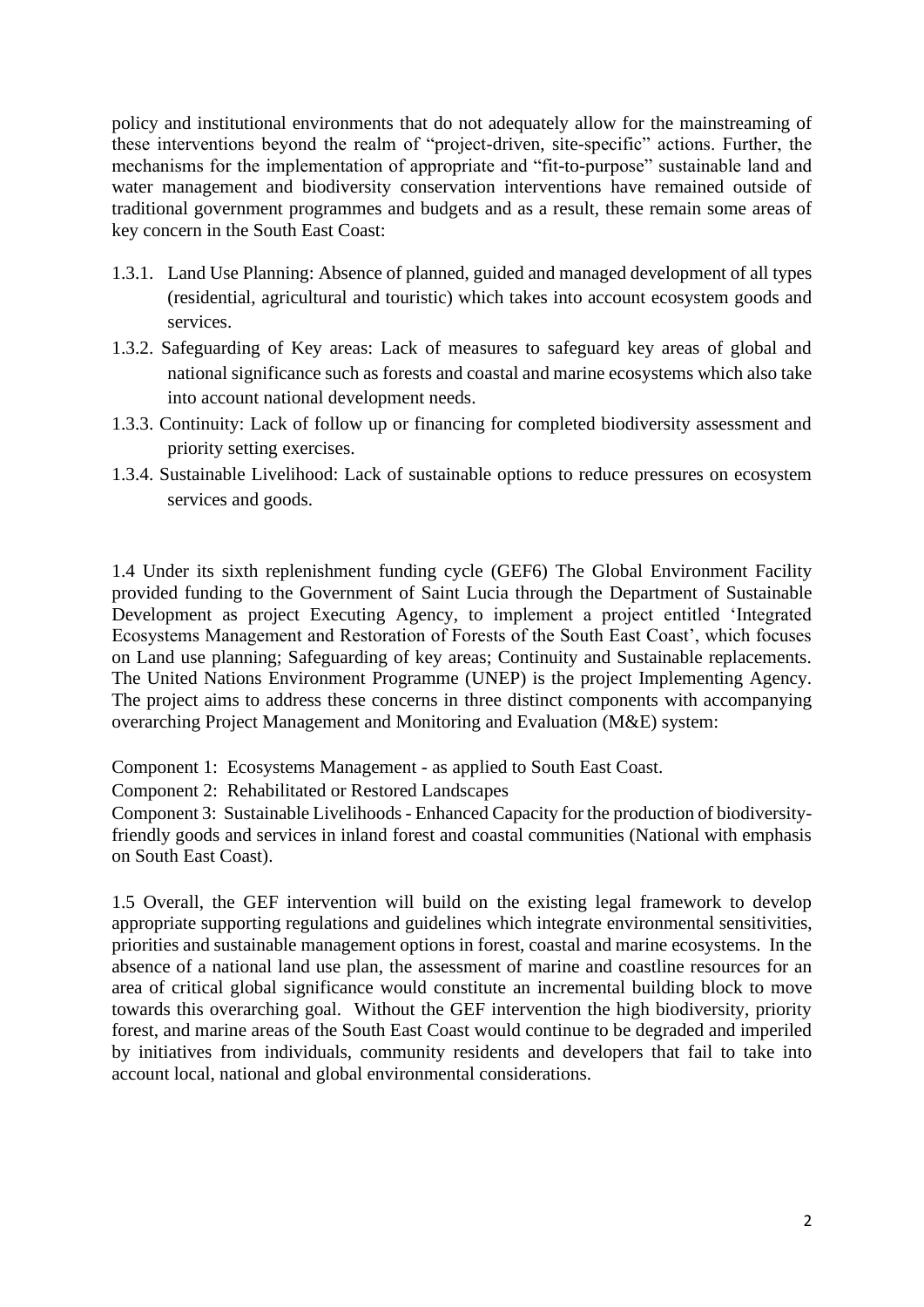policy and institutional environments that do not adequately allow for the mainstreaming of these interventions beyond the realm of "project-driven, site-specific" actions. Further, the mechanisms for the implementation of appropriate and "fit-to-purpose" sustainable land and water management and biodiversity conservation interventions have remained outside of traditional government programmes and budgets and as a result, these remain some areas of key concern in the South East Coast:

- 1.3.1. Land Use Planning: Absence of planned, guided and managed development of all types (residential, agricultural and touristic) which takes into account ecosystem goods and services.
- 1.3.2. Safeguarding of Key areas: Lack of measures to safeguard key areas of global and national significance such as forests and coastal and marine ecosystems which also take into account national development needs.
- 1.3.3. Continuity: Lack of follow up or financing for completed biodiversity assessment and priority setting exercises.
- 1.3.4. Sustainable Livelihood: Lack of sustainable options to reduce pressures on ecosystem services and goods.

1.4 Under its sixth replenishment funding cycle (GEF6) The Global Environment Facility provided funding to the Government of Saint Lucia through the Department of Sustainable Development as project Executing Agency, to implement a project entitled 'Integrated Ecosystems Management and Restoration of Forests of the South East Coast', which focuses on Land use planning; Safeguarding of key areas; Continuity and Sustainable replacements. The United Nations Environment Programme (UNEP) is the project Implementing Agency. The project aims to address these concerns in three distinct components with accompanying overarching Project Management and Monitoring and Evaluation (M&E) system:

Component 1: Ecosystems Management - as applied to South East Coast.

Component 2: Rehabilitated or Restored Landscapes

Component 3: Sustainable Livelihoods - Enhanced Capacity for the production of biodiversity-friendly goods and services in inland forest and coastal communities (National with emphasis on South East Coast).

1.5 Overall, the GEF intervention will build on the existing legal framework to develop appropriate supporting regulations and guidelines which integrate environmental sensitivities, priorities and sustainable management options in forest, coastal and marine ecosystems. In the absence of a national land use plan, the assessment of marine and coastline resources for an area of critical global significance would constitute an incremental building block to move towards this overarching goal. Without the GEF intervention the high biodiversity, priority forest, and marine areas of the South East Coast would continue to be degraded and imperiled by initiatives from individuals, community residents and developers that fail to take into account local, national and global environmental considerations.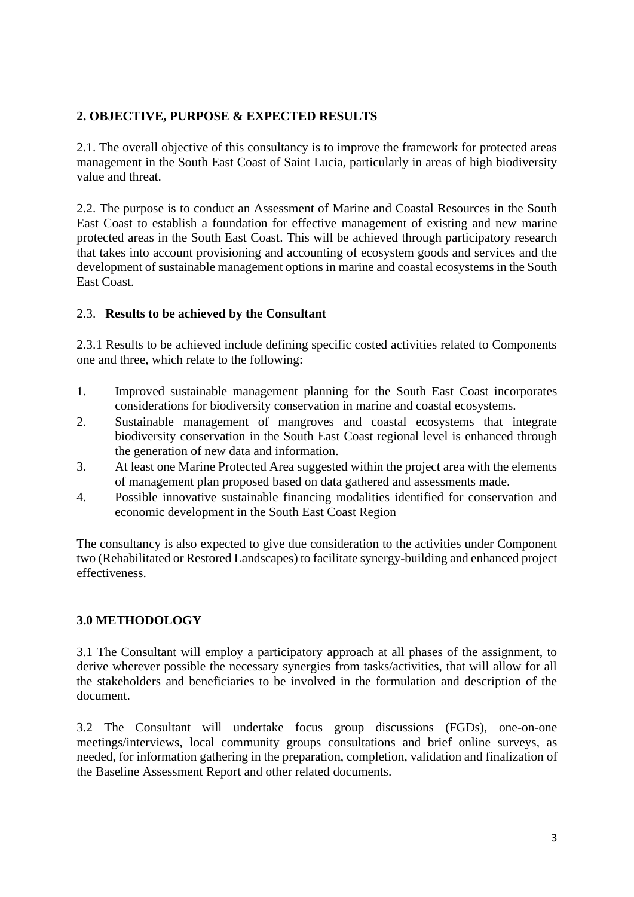## 2. OBJECTIVE, PURPOSE & EXPECTED RESULTS

2.1. The overall objective of this consultancy is to improve the framework for protected areas management in the South East Coast of Saint Lucia, particularly in areas of high biodiversity value and threat.

2.2. The purpose is to conduct an Assessment of Marine and Coastal Resources in the South East Coast to establish a foundation for effective management of existing and new marine protected areas in the South East Coast. This will be achieved through participatory research that takes into account provisioning and accounting of ecosystem goods and services and the development of sustainable management options in marine and coastal ecosystems in the South East Coast.

### 2.3. Results to be achieved by the Consultant

2.3.1 Results to be achieved include defining specific costed activities related to Components one and three, which relate to the following:

1. Improved sustainable management planning for the South East Coast incorporates considerations for biodiversity conservation in marine and coastal ecosystems.
2. Sustainable management of mangroves and coastal ecosystems that integrate biodiversity conservation in the South East Coast regional level is enhanced through the generation of new data and information.
3. At least one Marine Protected Area suggested within the project area with the elements of management plan proposed based on data gathered and assessments made.
4. Possible innovative sustainable financing modalities identified for conservation and economic development in the South East Coast Region

The consultancy is also expected to give due consideration to the activities under Component two (Rehabilitated or Restored Landscapes) to facilitate synergy-building and enhanced project effectiveness.

## 3.0 METHODOLOGY

3.1 The Consultant will employ a participatory approach at all phases of the assignment, to derive wherever possible the necessary synergies from tasks/activities, that will allow for all the stakeholders and beneficiaries to be involved in the formulation and description of the document.

3.2 The Consultant will undertake focus group discussions (FGDs), one-on-one meetings/interviews, local community groups consultations and brief online surveys, as needed, for information gathering in the preparation, completion, validation and finalization of the Baseline Assessment Report and other related documents.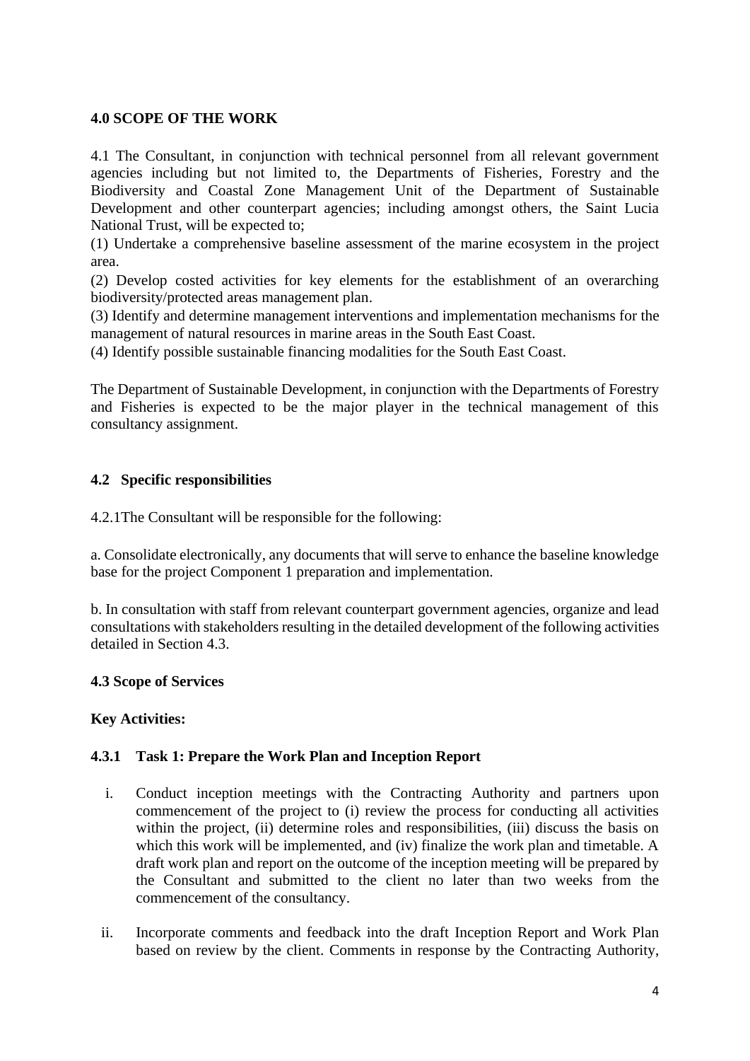## 4.0 SCOPE OF THE WORK

4.1 The Consultant, in conjunction with technical personnel from all relevant government agencies including but not limited to, the Departments of Fisheries, Forestry and the Biodiversity and Coastal Zone Management Unit of the Department of Sustainable Development and other counterpart agencies; including amongst others, the Saint Lucia National Trust, will be expected to;

(1) Undertake a comprehensive baseline assessment of the marine ecosystem in the project area.

(2) Develop costed activities for key elements for the establishment of an overarching biodiversity/protected areas management plan.

(3) Identify and determine management interventions and implementation mechanisms for the management of natural resources in marine areas in the South East Coast.

(4) Identify possible sustainable financing modalities for the South East Coast.

The Department of Sustainable Development, in conjunction with the Departments of Forestry and Fisheries is expected to be the major player in the technical management of this consultancy assignment.

### 4.2 Specific responsibilities

4.2.1The Consultant will be responsible for the following:

a. Consolidate electronically, any documents that will serve to enhance the baseline knowledge base for the project Component 1 preparation and implementation.

b. In consultation with staff from relevant counterpart government agencies, organize and lead consultations with stakeholders resulting in the detailed development of the following activities detailed in Section 4.3.

### 4.3 Scope of Services

**Key Activities:**

#### 4.3.1 Task 1: Prepare the Work Plan and Inception Report

i. Conduct inception meetings with the Contracting Authority and partners upon commencement of the project to (i) review the process for conducting all activities within the project, (ii) determine roles and responsibilities, (iii) discuss the basis on which this work will be implemented, and (iv) finalize the work plan and timetable. A draft work plan and report on the outcome of the inception meeting will be prepared by the Consultant and submitted to the client no later than two weeks from the commencement of the consultancy.

ii. Incorporate comments and feedback into the draft Inception Report and Work Plan based on review by the client. Comments in response by the Contracting Authority,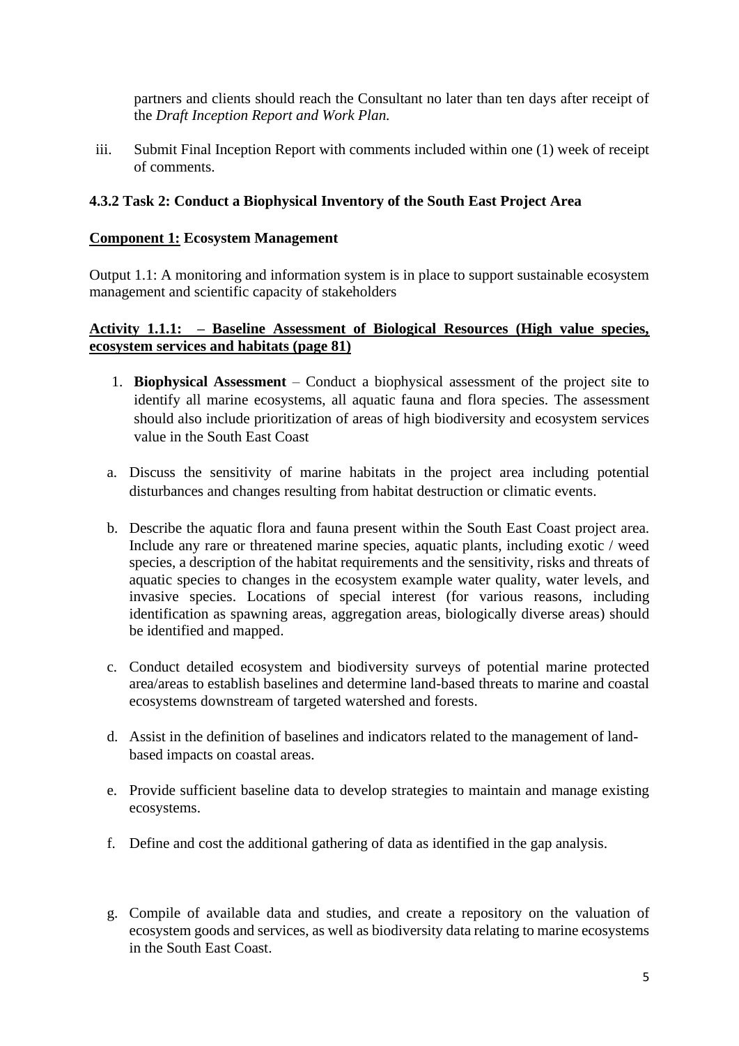partners and clients should reach the Consultant no later than ten days after receipt of the *Draft Inception Report and Work Plan.*

iii. Submit Final Inception Report with comments included within one (1) week of receipt of comments.

#### 4.3.2 Task 2: Conduct a Biophysical Inventory of the South East Project Area

**Component 1: Ecosystem Management**

Output 1.1: A monitoring and information system is in place to support sustainable ecosystem management and scientific capacity of stakeholders

**Activity 1.1.1: – Baseline Assessment of Biological Resources (High value species, ecosystem services and habitats (page 81)**

1. **Biophysical Assessment** – Conduct a biophysical assessment of the project site to identify all marine ecosystems, all aquatic fauna and flora species. The assessment should also include prioritization of areas of high biodiversity and ecosystem services value in the South East Coast

a. Discuss the sensitivity of marine habitats in the project area including potential disturbances and changes resulting from habitat destruction or climatic events.

b. Describe the aquatic flora and fauna present within the South East Coast project area. Include any rare or threatened marine species, aquatic plants, including exotic / weed species, a description of the habitat requirements and the sensitivity, risks and threats of aquatic species to changes in the ecosystem example water quality, water levels, and invasive species. Locations of special interest (for various reasons, including identification as spawning areas, aggregation areas, biologically diverse areas) should be identified and mapped.

c. Conduct detailed ecosystem and biodiversity surveys of potential marine protected area/areas to establish baselines and determine land-based threats to marine and coastal ecosystems downstream of targeted watershed and forests.

d. Assist in the definition of baselines and indicators related to the management of land-based impacts on coastal areas.

e. Provide sufficient baseline data to develop strategies to maintain and manage existing ecosystems.

f. Define and cost the additional gathering of data as identified in the gap analysis.

g. Compile of available data and studies, and create a repository on the valuation of ecosystem goods and services, as well as biodiversity data relating to marine ecosystems in the South East Coast.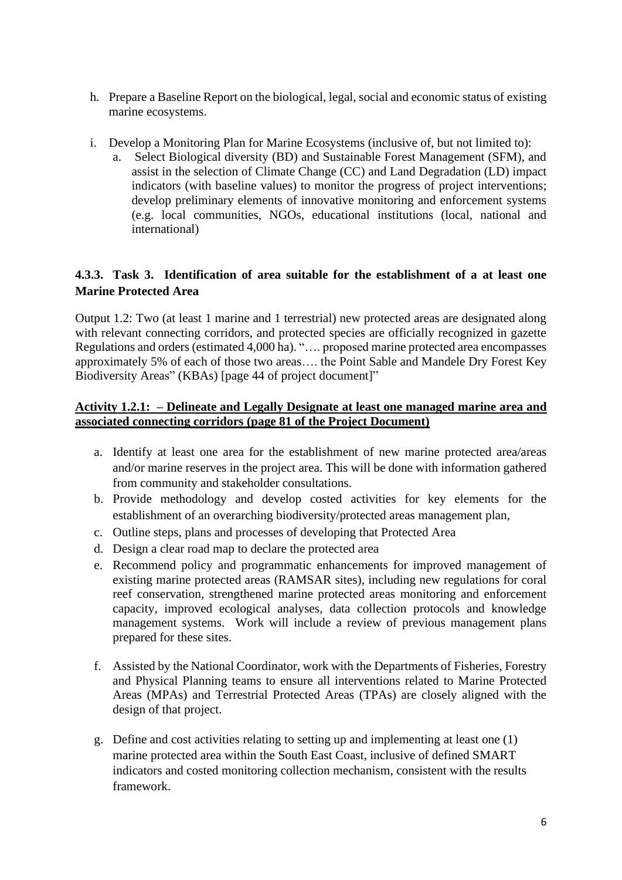h. Prepare a Baseline Report on the biological, legal, social and economic status of existing marine ecosystems.

i. Develop a Monitoring Plan for Marine Ecosystems (inclusive of, but not limited to):
   a. Select Biological diversity (BD) and Sustainable Forest Management (SFM), and assist in the selection of Climate Change (CC) and Land Degradation (LD) impact indicators (with baseline values) to monitor the progress of project interventions; develop preliminary elements of innovative monitoring and enforcement systems (e.g. local communities, NGOs, educational institutions (local, national and international)

### 4.3.3. Task 3. Identification of area suitable for the establishment of a at least one Marine Protected Area

Output 1.2: Two (at least 1 marine and 1 terrestrial) new protected areas are designated along with relevant connecting corridors, and protected species are officially recognized in gazette Regulations and orders (estimated 4,000 ha). "…. proposed marine protected area encompasses approximately 5% of each of those two areas…. the Point Sable and Mandele Dry Forest Key Biodiversity Areas" (KBAs) [page 44 of project document]"

**Activity 1.2.1: – Delineate and Legally Designate at least one managed marine area and associated connecting corridors (page 81 of the Project Document)**

a. Identify at least one area for the establishment of new marine protected area/areas and/or marine reserves in the project area. This will be done with information gathered from community and stakeholder consultations.
b. Provide methodology and develop costed activities for key elements for the establishment of an overarching biodiversity/protected areas management plan,
c. Outline steps, plans and processes of developing that Protected Area
d. Design a clear road map to declare the protected area
e. Recommend policy and programmatic enhancements for improved management of existing marine protected areas (RAMSAR sites), including new regulations for coral reef conservation, strengthened marine protected areas monitoring and enforcement capacity, improved ecological analyses, data collection protocols and knowledge management systems. Work will include a review of previous management plans prepared for these sites.
f. Assisted by the National Coordinator, work with the Departments of Fisheries, Forestry and Physical Planning teams to ensure all interventions related to Marine Protected Areas (MPAs) and Terrestrial Protected Areas (TPAs) are closely aligned with the design of that project.
g. Define and cost activities relating to setting up and implementing at least one (1) marine protected area within the South East Coast, inclusive of defined SMART indicators and costed monitoring collection mechanism, consistent with the results framework.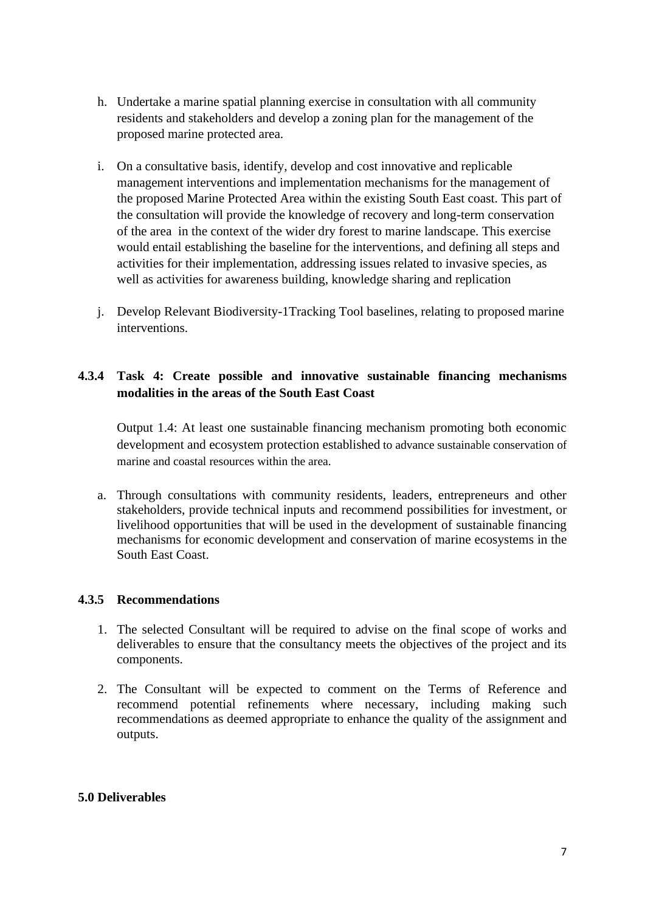h. Undertake a marine spatial planning exercise in consultation with all community residents and stakeholders and develop a zoning plan for the management of the proposed marine protected area.

i. On a consultative basis, identify, develop and cost innovative and replicable management interventions and implementation mechanisms for the management of the proposed Marine Protected Area within the existing South East coast. This part of the consultation will provide the knowledge of recovery and long-term conservation of the area in the context of the wider dry forest to marine landscape. This exercise would entail establishing the baseline for the interventions, and defining all steps and activities for their implementation, addressing issues related to invasive species, as well as activities for awareness building, knowledge sharing and replication

j. Develop Relevant Biodiversity-1Tracking Tool baselines, relating to proposed marine interventions.

### 4.3.4 Task 4: Create possible and innovative sustainable financing mechanisms modalities in the areas of the South East Coast

Output 1.4: At least one sustainable financing mechanism promoting both economic development and ecosystem protection established to advance sustainable conservation of marine and coastal resources within the area.

a. Through consultations with community residents, leaders, entrepreneurs and other stakeholders, provide technical inputs and recommend possibilities for investment, or livelihood opportunities that will be used in the development of sustainable financing mechanisms for economic development and conservation of marine ecosystems in the South East Coast.

### 4.3.5 Recommendations

1. The selected Consultant will be required to advise on the final scope of works and deliverables to ensure that the consultancy meets the objectives of the project and its components.

2. The Consultant will be expected to comment on the Terms of Reference and recommend potential refinements where necessary, including making such recommendations as deemed appropriate to enhance the quality of the assignment and outputs.

## 5.0 Deliverables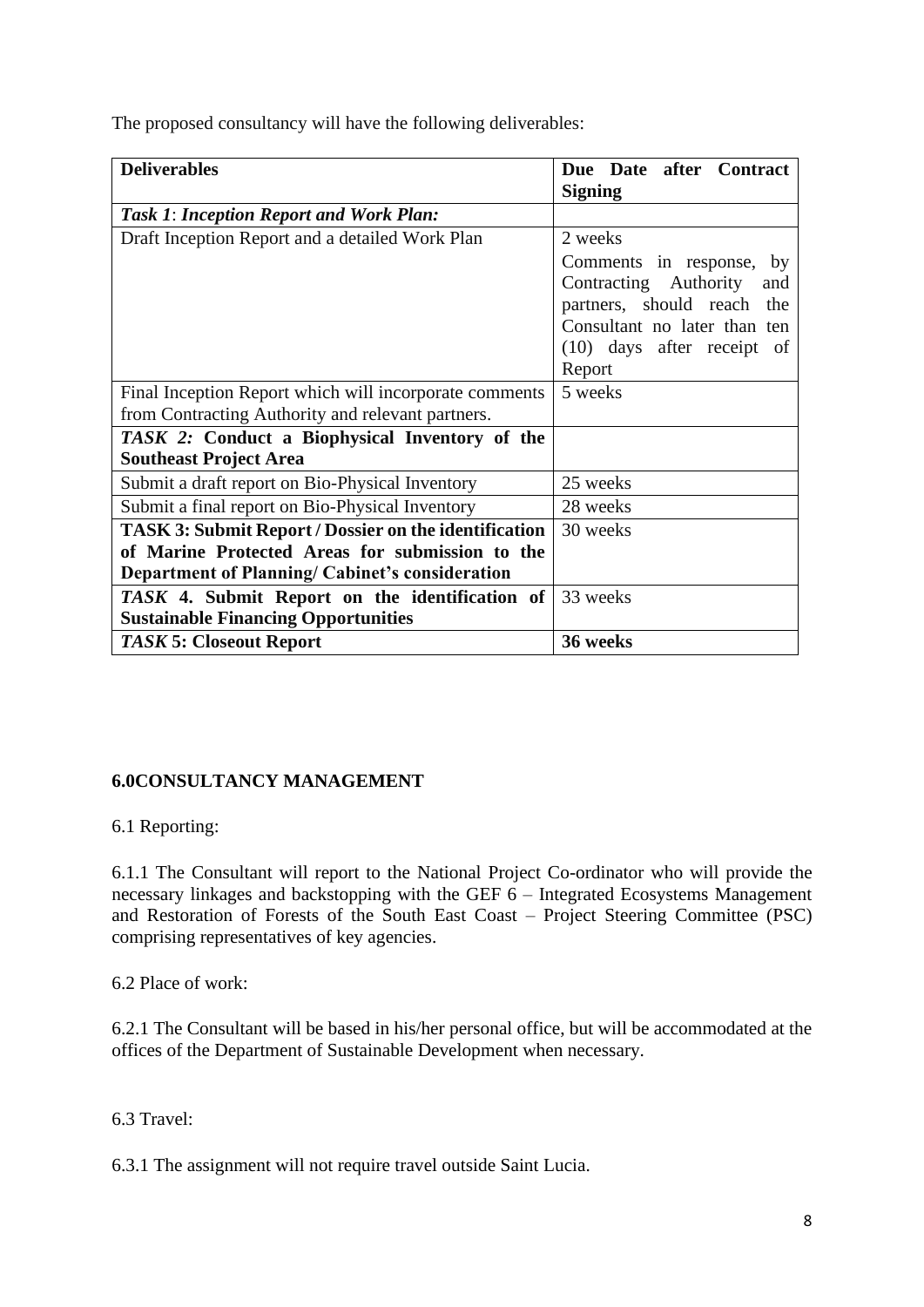The proposed consultancy will have the following deliverables:

| **Deliverables** | **Due Date after Contract Signing** |
|---|---|
| ***Task 1*: *Inception Report and Work Plan:*** | |
| Draft Inception Report and a detailed Work Plan | 2 weeks<br>Comments in response, by Contracting Authority and partners, should reach the Consultant no later than ten (10) days after receipt of Report |
| Final Inception Report which will incorporate comments from Contracting Authority and relevant partners. | 5 weeks |
| ***TASK 2:* Conduct a Biophysical Inventory of the Southeast Project Area** | |
| Submit a draft report on Bio-Physical Inventory | 25 weeks |
| Submit a final report on Bio-Physical Inventory | 28 weeks |
| **TASK 3: Submit Report / Dossier on the identification of Marine Protected Areas for submission to the Department of Planning/ Cabinet's consideration** | 30 weeks |
| ***TASK* 4. Submit Report on the identification of Sustainable Financing Opportunities** | 33 weeks |
| ***TASK* 5: Closeout Report** | **36 weeks** |

## 6.0CONSULTANCY MANAGEMENT

6.1 Reporting:

6.1.1 The Consultant will report to the National Project Co-ordinator who will provide the necessary linkages and backstopping with the GEF 6 – Integrated Ecosystems Management and Restoration of Forests of the South East Coast – Project Steering Committee (PSC) comprising representatives of key agencies.

6.2 Place of work:

6.2.1 The Consultant will be based in his/her personal office, but will be accommodated at the offices of the Department of Sustainable Development when necessary.

6.3 Travel:

6.3.1 The assignment will not require travel outside Saint Lucia.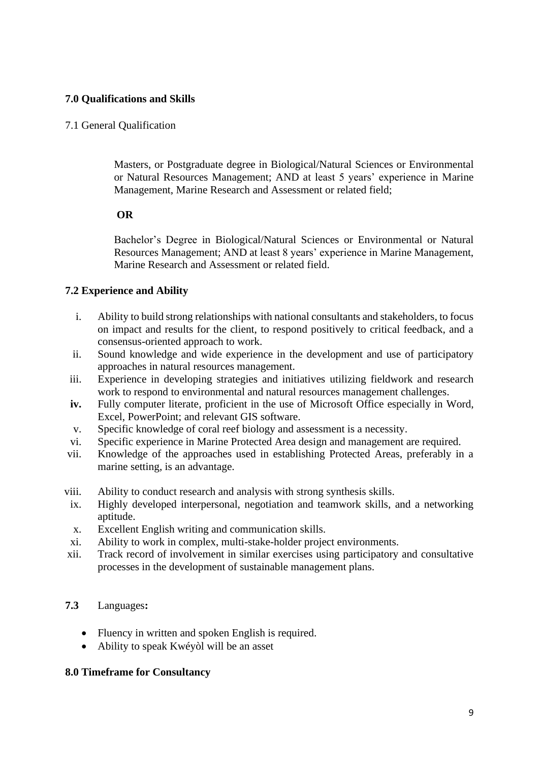### 7.0 Qualifications and Skills

7.1 General Qualification

Masters, or Postgraduate degree in Biological/Natural Sciences or Environmental or Natural Resources Management; AND at least 5 years' experience in Marine Management, Marine Research and Assessment or related field;

**OR**

Bachelor's Degree in Biological/Natural Sciences or Environmental or Natural Resources Management; AND at least 8 years' experience in Marine Management, Marine Research and Assessment or related field.

### 7.2 Experience and Ability

i. Ability to build strong relationships with national consultants and stakeholders, to focus on impact and results for the client, to respond positively to critical feedback, and a consensus-oriented approach to work.
ii. Sound knowledge and wide experience in the development and use of participatory approaches in natural resources management.
iii. Experience in developing strategies and initiatives utilizing fieldwork and research work to respond to environmental and natural resources management challenges.
**iv.** Fully computer literate, proficient in the use of Microsoft Office especially in Word, Excel, PowerPoint; and relevant GIS software.
v. Specific knowledge of coral reef biology and assessment is a necessity.
vi. Specific experience in Marine Protected Area design and management are required.
vii. Knowledge of the approaches used in establishing Protected Areas, preferably in a marine setting, is an advantage.
viii. Ability to conduct research and analysis with strong synthesis skills.
ix. Highly developed interpersonal, negotiation and teamwork skills, and a networking aptitude.
x. Excellent English writing and communication skills.
xi. Ability to work in complex, multi-stake-holder project environments.
xii. Track record of involvement in similar exercises using participatory and consultative processes in the development of sustainable management plans.

**7.3** Languages**:**

- Fluency in written and spoken English is required.
- Ability to speak Kwéyòl will be an asset

### 8.0 Timeframe for Consultancy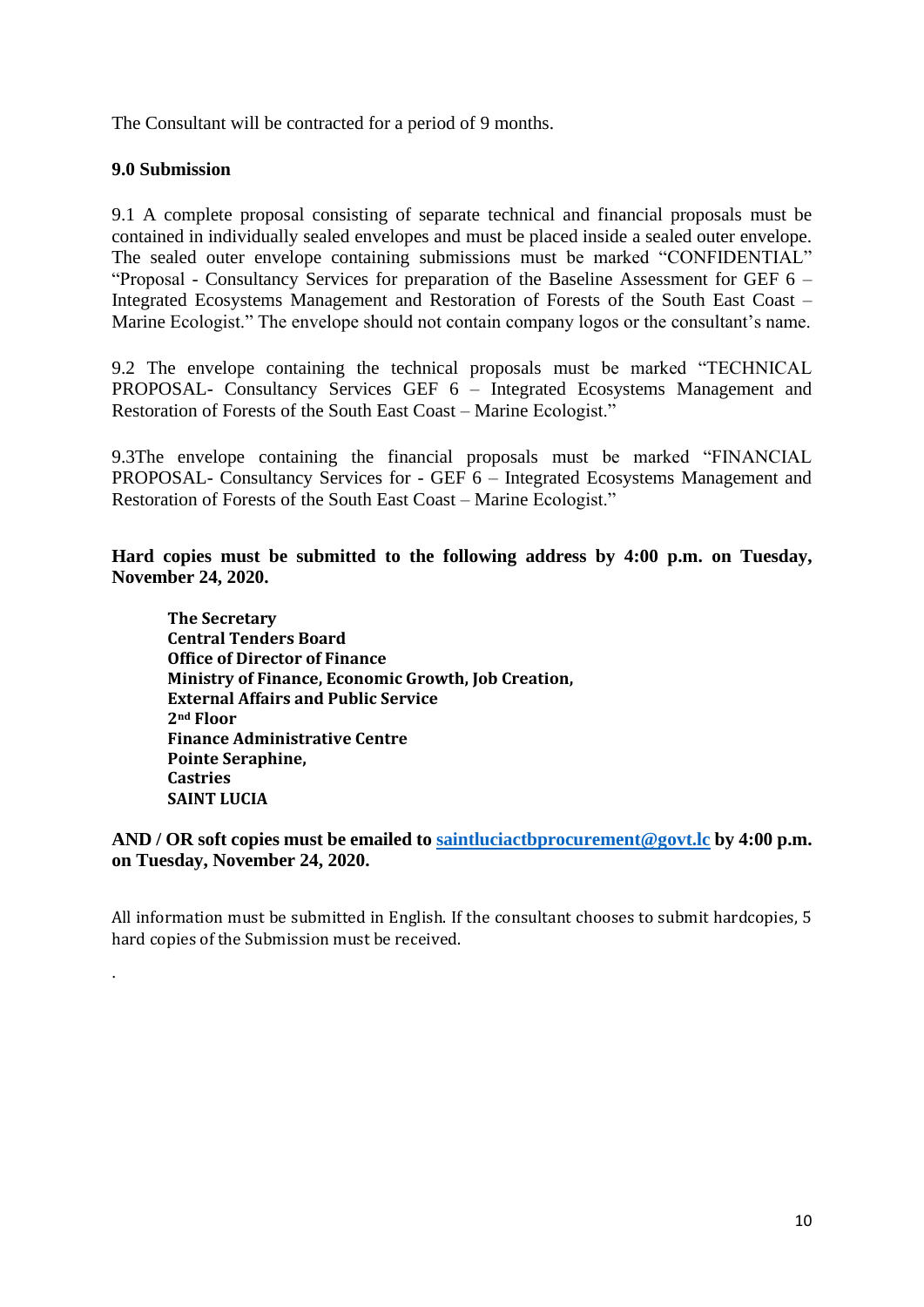The Consultant will be contracted for a period of 9 months.

### 9.0 Submission

9.1 A complete proposal consisting of separate technical and financial proposals must be contained in individually sealed envelopes and must be placed inside a sealed outer envelope. The sealed outer envelope containing submissions must be marked "CONFIDENTIAL" "Proposal - Consultancy Services for preparation of the Baseline Assessment for GEF 6 – Integrated Ecosystems Management and Restoration of Forests of the South East Coast – Marine Ecologist." The envelope should not contain company logos or the consultant's name.

9.2 The envelope containing the technical proposals must be marked "TECHNICAL PROPOSAL- Consultancy Services GEF 6 – Integrated Ecosystems Management and Restoration of Forests of the South East Coast – Marine Ecologist."

9.3The envelope containing the financial proposals must be marked "FINANCIAL PROPOSAL- Consultancy Services for - GEF 6 – Integrated Ecosystems Management and Restoration of Forests of the South East Coast – Marine Ecologist."

**Hard copies must be submitted to the following address by 4:00 p.m. on Tuesday, November 24, 2020.**

> **The Secretary**
> **Central Tenders Board**
> **Office of Director of Finance**
> **Ministry of Finance, Economic Growth, Job Creation,**
> **External Affairs and Public Service**
> **2nd Floor**
> **Finance Administrative Centre**
> **Pointe Seraphine,**
> **Castries**
> **SAINT LUCIA**

**AND / OR soft copies must be emailed to [saintluciactbprocurement@govt.lc](mailto:saintluciactbprocurement@govt.lc) by 4:00 p.m. on Tuesday, November 24, 2020.**

All information must be submitted in English. If the consultant chooses to submit hardcopies, 5 hard copies of the Submission must be received.

.